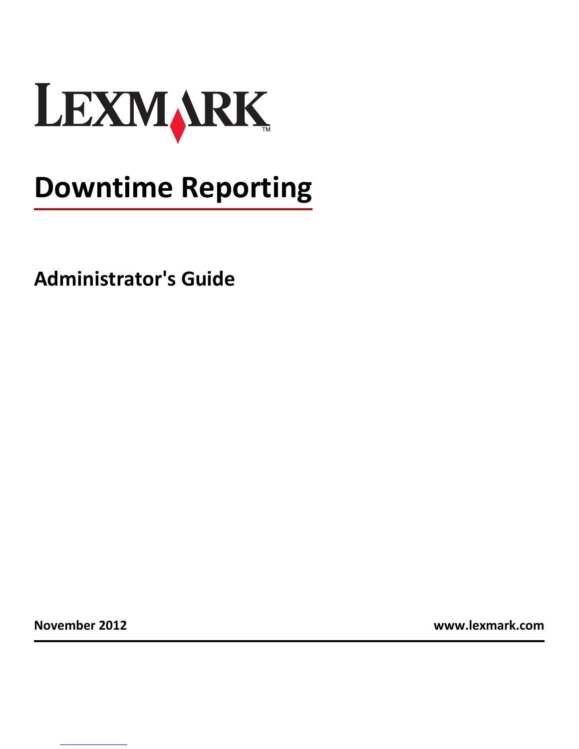LEXMARK

# Downtime Reporting

## Administrator's Guide

**November 2012** **www.lexmark.com**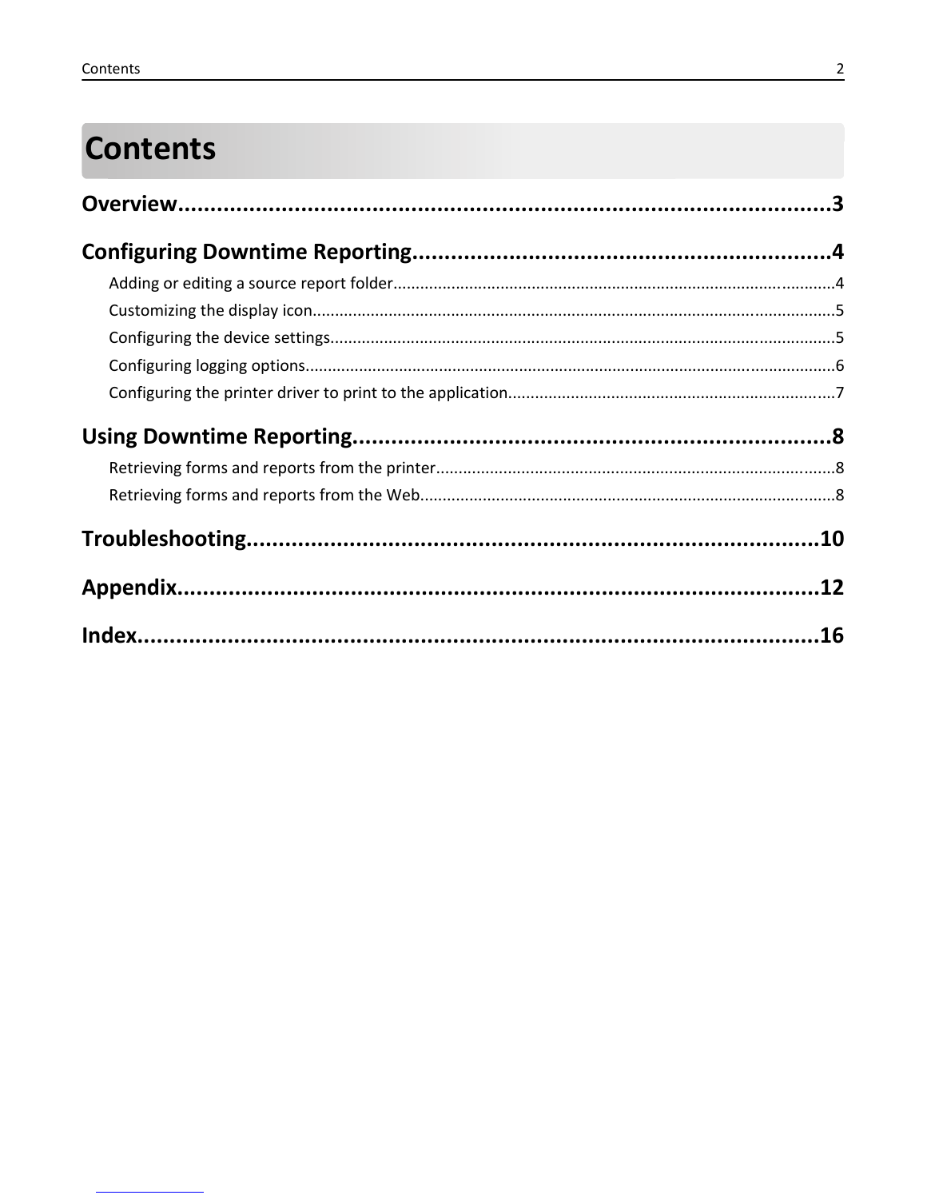# Contents

**Overview.........................................................................................3**

**Configuring Downtime Reporting................................................................4**

Adding or editing a source report folder..........................................................................................4

Customizing the display icon.............................................................................................................5

Configuring the device settings..........................................................................................................5

Configuring logging options...............................................................................................................6

Configuring the printer driver to print to the application..................................................................7

**Using Downtime Reporting.........................................................................8**

Retrieving forms and reports from the printer..................................................................................8

Retrieving forms and reports from the Web......................................................................................8

**Troubleshooting.............................................................................................10**

**Appendix.........................................................................................................12**

**Index...............................................................................................................16**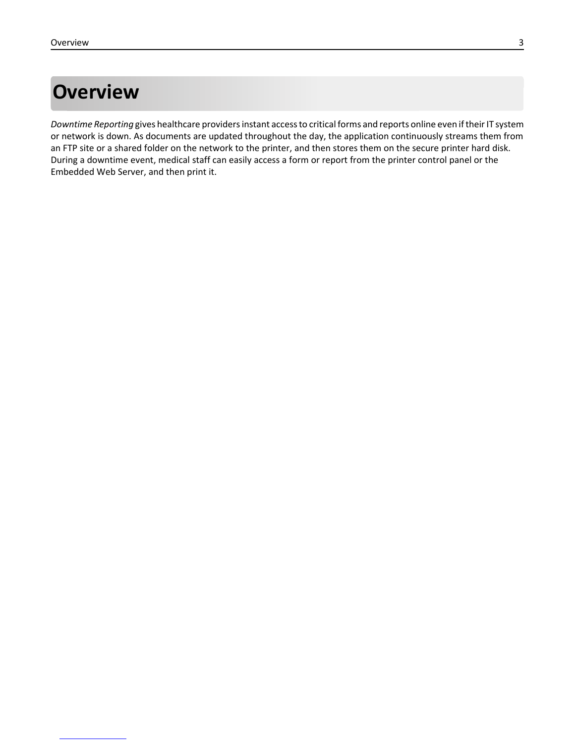# Overview

*Downtime Reporting* gives healthcare providers instant access to critical forms and reports online even if their IT system or network is down. As documents are updated throughout the day, the application continuously streams them from an FTP site or a shared folder on the network to the printer, and then stores them on the secure printer hard disk. During a downtime event, medical staff can easily access a form or report from the printer control panel or the Embedded Web Server, and then print it.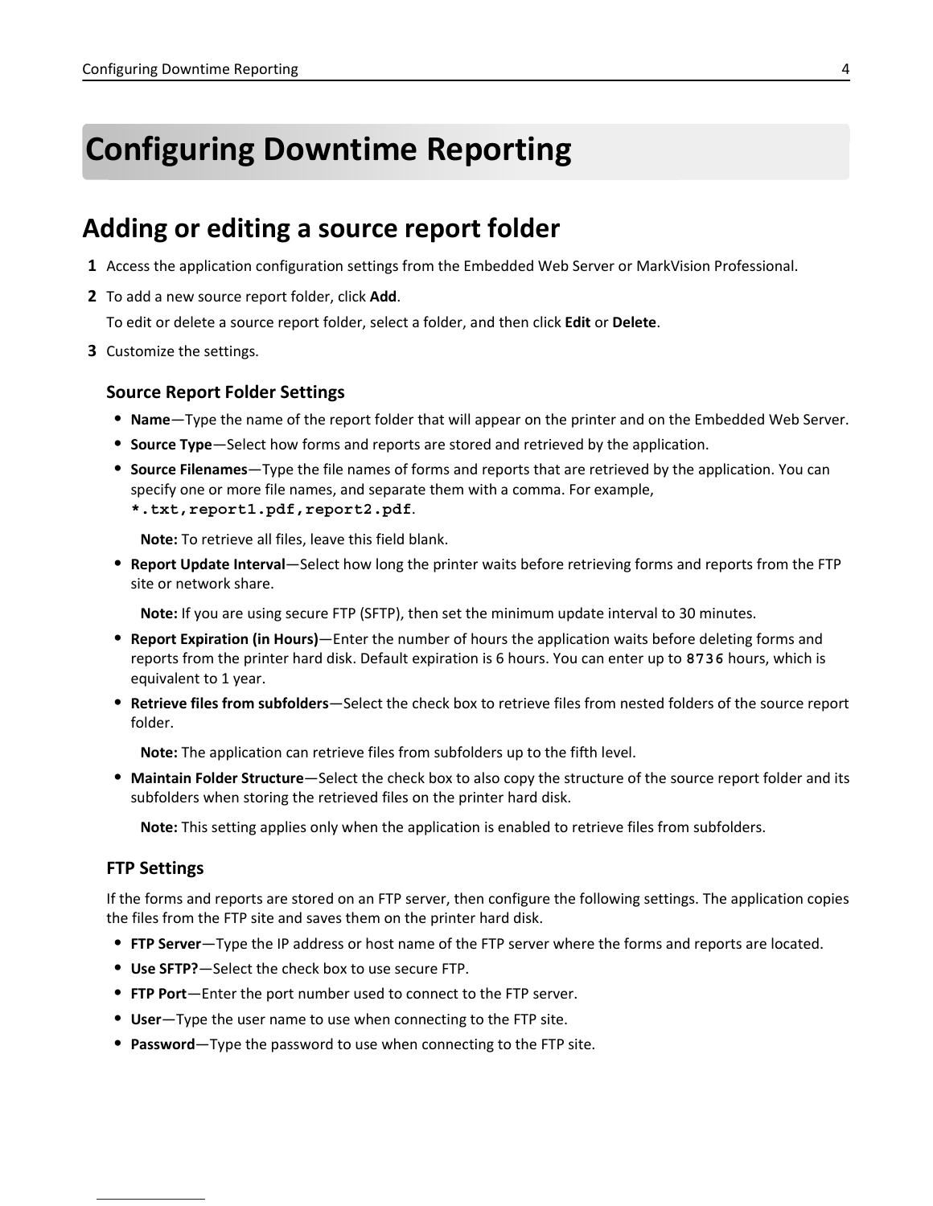# Configuring Downtime Reporting

## Adding or editing a source report folder

1. Access the application configuration settings from the Embedded Web Server or MarkVision Professional.
2. To add a new source report folder, click **Add**.

   To edit or delete a source report folder, select a folder, and then click **Edit** or **Delete**.
3. Customize the settings.

### Source Report Folder Settings

- **Name**—Type the name of the report folder that will appear on the printer and on the Embedded Web Server.
- **Source Type**—Select how forms and reports are stored and retrieved by the application.
- **Source Filenames**—Type the file names of forms and reports that are retrieved by the application. You can specify one or more file names, and separate them with a comma. For example, `*.txt,report1.pdf,report2.pdf`.

  **Note:** To retrieve all files, leave this field blank.
- **Report Update Interval**—Select how long the printer waits before retrieving forms and reports from the FTP site or network share.

  **Note:** If you are using secure FTP (SFTP), then set the minimum update interval to 30 minutes.
- **Report Expiration (in Hours)**—Enter the number of hours the application waits before deleting forms and reports from the printer hard disk. Default expiration is 6 hours. You can enter up to `8736` hours, which is equivalent to 1 year.
- **Retrieve files from subfolders**—Select the check box to retrieve files from nested folders of the source report folder.

  **Note:** The application can retrieve files from subfolders up to the fifth level.
- **Maintain Folder Structure**—Select the check box to also copy the structure of the source report folder and its subfolders when storing the retrieved files on the printer hard disk.

  **Note:** This setting applies only when the application is enabled to retrieve files from subfolders.

### FTP Settings

If the forms and reports are stored on an FTP server, then configure the following settings. The application copies the files from the FTP site and saves them on the printer hard disk.

- **FTP Server**—Type the IP address or host name of the FTP server where the forms and reports are located.
- **Use SFTP?**—Select the check box to use secure FTP.
- **FTP Port**—Enter the port number used to connect to the FTP server.
- **User**—Type the user name to use when connecting to the FTP site.
- **Password**—Type the password to use when connecting to the FTP site.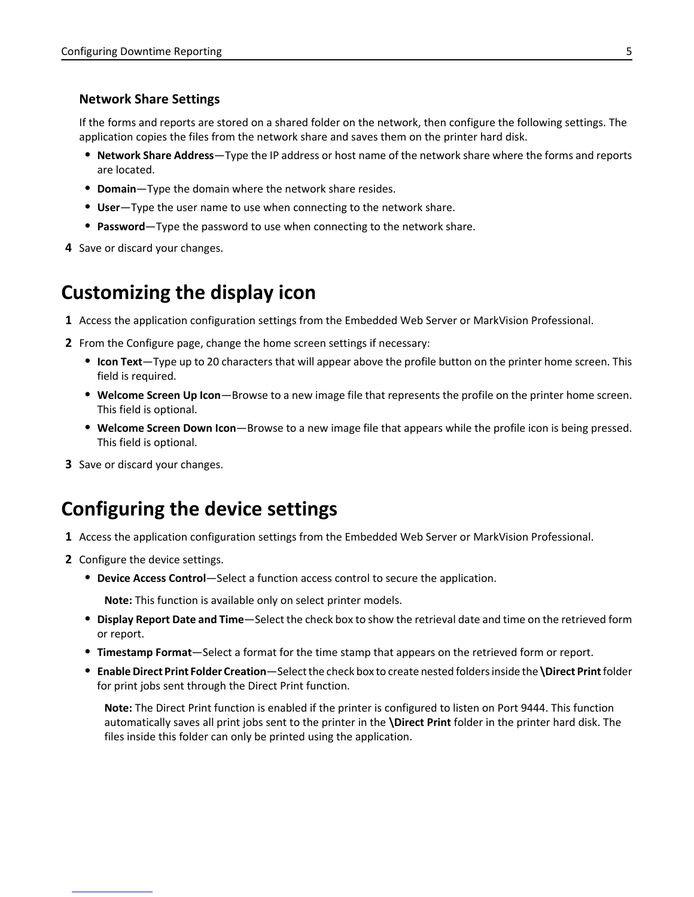### Network Share Settings

If the forms and reports are stored on a shared folder on the network, then configure the following settings. The application copies the files from the network share and saves them on the printer hard disk.

- **Network Share Address**—Type the IP address or host name of the network share where the forms and reports are located.
- **Domain**—Type the domain where the network share resides.
- **User**—Type the user name to use when connecting to the network share.
- **Password**—Type the password to use when connecting to the network share.

4. Save or discard your changes.

## Customizing the display icon

1. Access the application configuration settings from the Embedded Web Server or MarkVision Professional.
2. From the Configure page, change the home screen settings if necessary:
   - **Icon Text**—Type up to 20 characters that will appear above the profile button on the printer home screen. This field is required.
   - **Welcome Screen Up Icon**—Browse to a new image file that represents the profile on the printer home screen. This field is optional.
   - **Welcome Screen Down Icon**—Browse to a new image file that appears while the profile icon is being pressed. This field is optional.
3. Save or discard your changes.

## Configuring the device settings

1. Access the application configuration settings from the Embedded Web Server or MarkVision Professional.
2. Configure the device settings.
   - **Device Access Control**—Select a function access control to secure the application.

     **Note:** This function is available only on select printer models.
   - **Display Report Date and Time**—Select the check box to show the retrieval date and time on the retrieved form or report.
   - **Timestamp Format**—Select a format for the time stamp that appears on the retrieved form or report.
   - **Enable Direct Print Folder Creation**—Select the check box to create nested folders inside the **\Direct Print** folder for print jobs sent through the Direct Print function.

     **Note:** The Direct Print function is enabled if the printer is configured to listen on Port 9444. This function automatically saves all print jobs sent to the printer in the **\Direct Print** folder in the printer hard disk. The files inside this folder can only be printed using the application.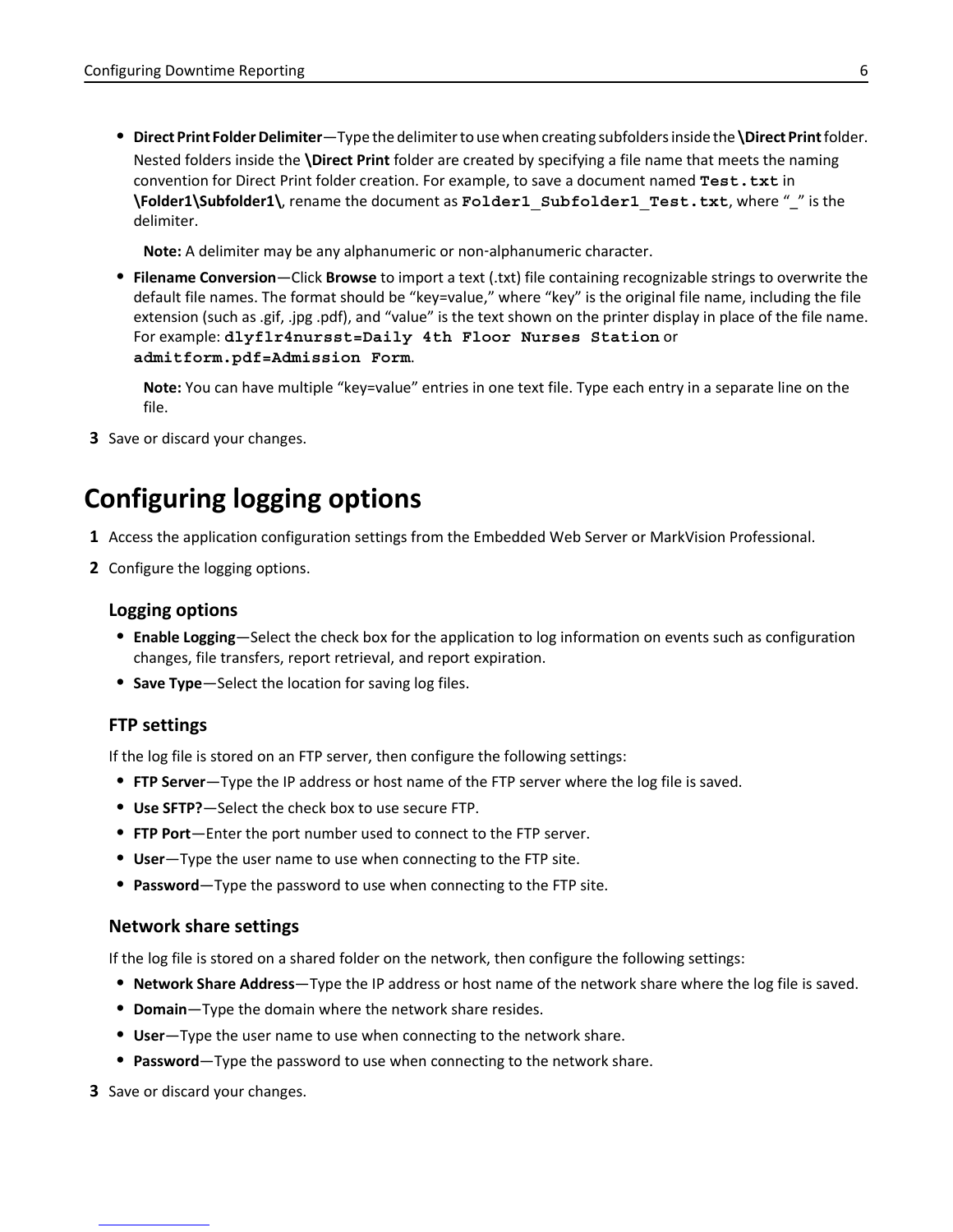- **Direct Print Folder Delimiter**—Type the delimiter to use when creating subfolders inside the **\Direct Print** folder. Nested folders inside the **\Direct Print** folder are created by specifying a file name that meets the naming convention for Direct Print folder creation. For example, to save a document named `Test.txt` in **\Folder1\Subfolder1\**, rename the document as `Folder1_Subfolder1_Test.txt`, where "_" is the delimiter.

  **Note:** A delimiter may be any alphanumeric or non‑alphanumeric character.

- **Filename Conversion**—Click **Browse** to import a text (.txt) file containing recognizable strings to overwrite the default file names. The format should be "key=value," where "key" is the original file name, including the file extension (such as .gif, .jpg .pdf), and "value" is the text shown on the printer display in place of the file name. For example: `dlyflr4nursst=Daily 4th Floor Nurses Station` or `admitform.pdf=Admission Form`.

  **Note:** You can have multiple "key=value" entries in one text file. Type each entry in a separate line on the file.

3. Save or discard your changes.

# Configuring logging options

1. Access the application configuration settings from the Embedded Web Server or MarkVision Professional.
2. Configure the logging options.

### Logging options

- **Enable Logging**—Select the check box for the application to log information on events such as configuration changes, file transfers, report retrieval, and report expiration.
- **Save Type**—Select the location for saving log files.

### FTP settings

If the log file is stored on an FTP server, then configure the following settings:

- **FTP Server**—Type the IP address or host name of the FTP server where the log file is saved.
- **Use SFTP?**—Select the check box to use secure FTP.
- **FTP Port**—Enter the port number used to connect to the FTP server.
- **User**—Type the user name to use when connecting to the FTP site.
- **Password**—Type the password to use when connecting to the FTP site.

### Network share settings

If the log file is stored on a shared folder on the network, then configure the following settings:

- **Network Share Address**—Type the IP address or host name of the network share where the log file is saved.
- **Domain**—Type the domain where the network share resides.
- **User**—Type the user name to use when connecting to the network share.
- **Password**—Type the password to use when connecting to the network share.

3. Save or discard your changes.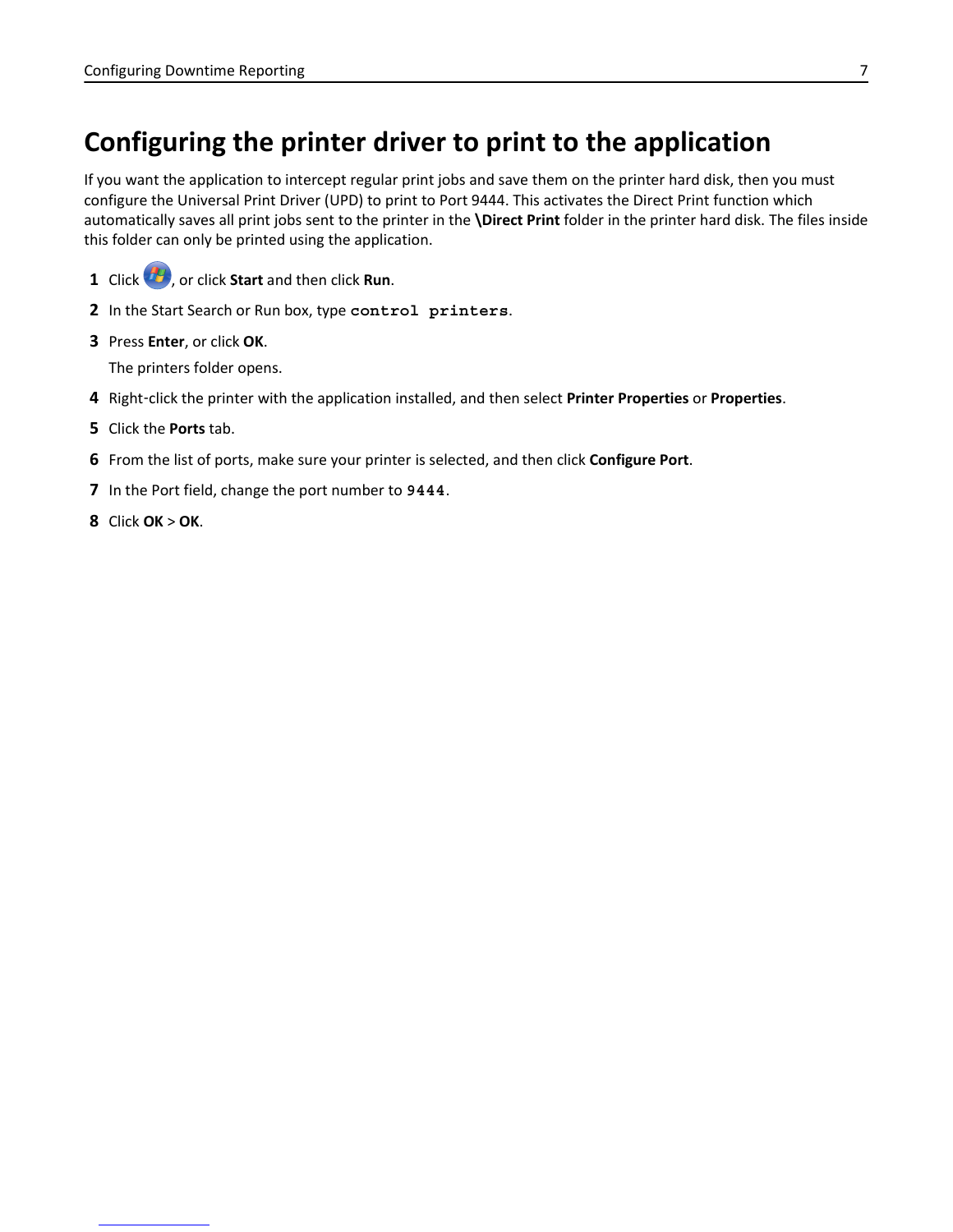# Configuring the printer driver to print to the application

If you want the application to intercept regular print jobs and save them on the printer hard disk, then you must configure the Universal Print Driver (UPD) to print to Port 9444. This activates the Direct Print function which automatically saves all print jobs sent to the printer in the **\Direct Print** folder in the printer hard disk. The files inside this folder can only be printed using the application.

1. Click , or click **Start** and then click **Run**.
2. In the Start Search or Run box, type `control printers`.
3. Press **Enter**, or click **OK**.

   The printers folder opens.
4. Right-click the printer with the application installed, and then select **Printer Properties** or **Properties**.
5. Click the **Ports** tab.
6. From the list of ports, make sure your printer is selected, and then click **Configure Port**.
7. In the Port field, change the port number to `9444`.
8. Click **OK** > **OK**.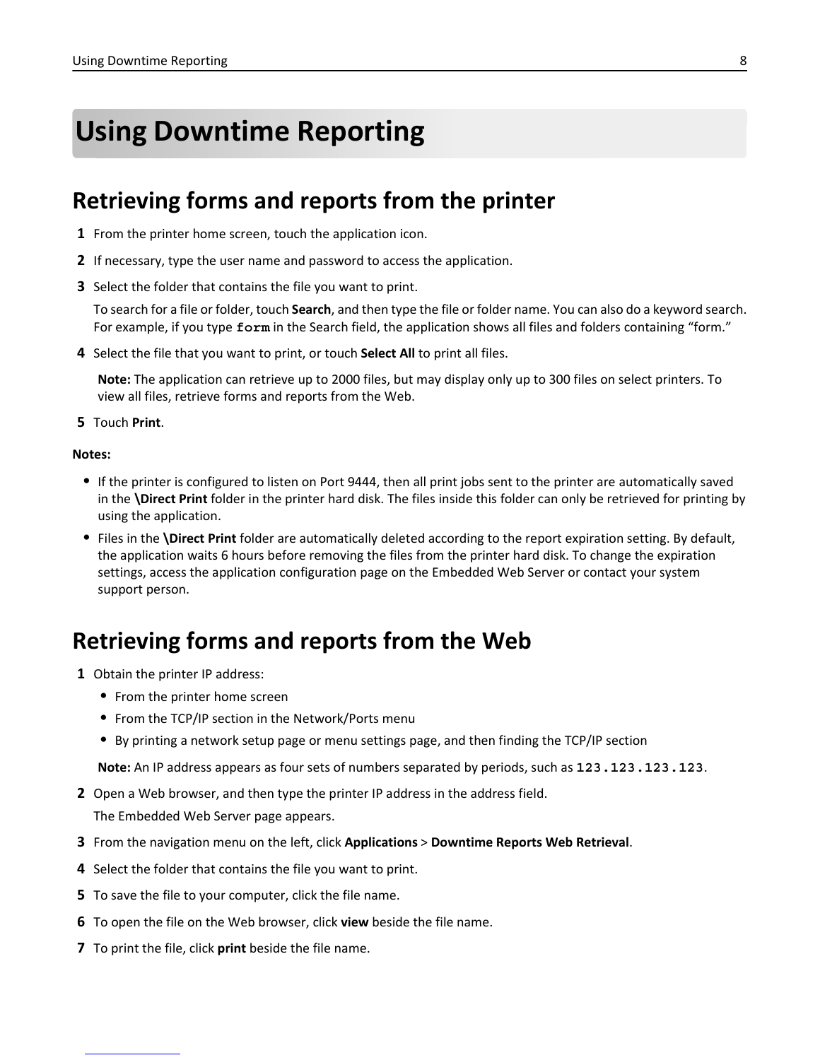# Using Downtime Reporting

## Retrieving forms and reports from the printer

1. From the printer home screen, touch the application icon.
2. If necessary, type the user name and password to access the application.
3. Select the folder that contains the file you want to print.

   To search for a file or folder, touch **Search**, and then type the file or folder name. You can also do a keyword search. For example, if you type `form` in the Search field, the application shows all files and folders containing “form.”
4. Select the file that you want to print, or touch **Select All** to print all files.

   **Note:** The application can retrieve up to 2000 files, but may display only up to 300 files on select printers. To view all files, retrieve forms and reports from the Web.
5. Touch **Print**.

**Notes:**

- If the printer is configured to listen on Port 9444, then all print jobs sent to the printer are automatically saved in the **\Direct Print** folder in the printer hard disk. The files inside this folder can only be retrieved for printing by using the application.
- Files in the **\Direct Print** folder are automatically deleted according to the report expiration setting. By default, the application waits 6 hours before removing the files from the printer hard disk. To change the expiration settings, access the application configuration page on the Embedded Web Server or contact your system support person.

## Retrieving forms and reports from the Web

1. Obtain the printer IP address:
   - From the printer home screen
   - From the TCP/IP section in the Network/Ports menu
   - By printing a network setup page or menu settings page, and then finding the TCP/IP section

   **Note:** An IP address appears as four sets of numbers separated by periods, such as `123.123.123.123`.
2. Open a Web browser, and then type the printer IP address in the address field.

   The Embedded Web Server page appears.
3. From the navigation menu on the left, click **Applications** > **Downtime Reports Web Retrieval**.
4. Select the folder that contains the file you want to print.
5. To save the file to your computer, click the file name.
6. To open the file on the Web browser, click **view** beside the file name.
7. To print the file, click **print** beside the file name.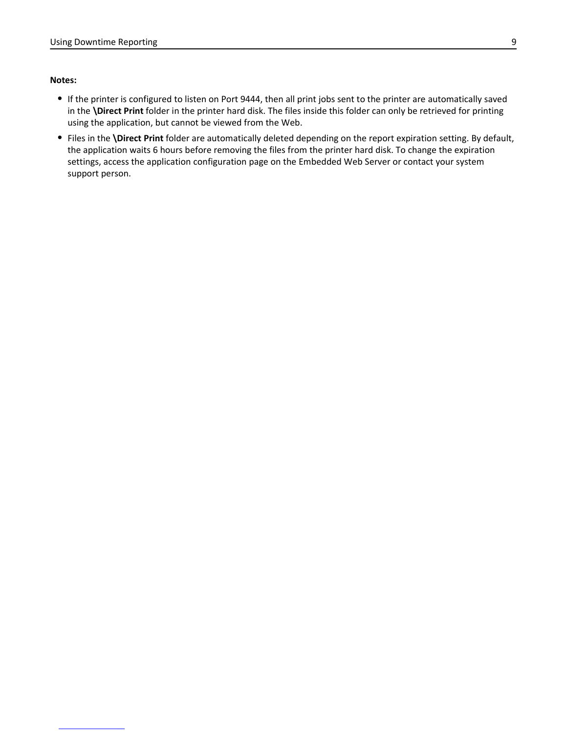**Notes:**

- If the printer is configured to listen on Port 9444, then all print jobs sent to the printer are automatically saved in the **\Direct Print** folder in the printer hard disk. The files inside this folder can only be retrieved for printing using the application, but cannot be viewed from the Web.
- Files in the **\Direct Print** folder are automatically deleted depending on the report expiration setting. By default, the application waits 6 hours before removing the files from the printer hard disk. To change the expiration settings, access the application configuration page on the Embedded Web Server or contact your system support person.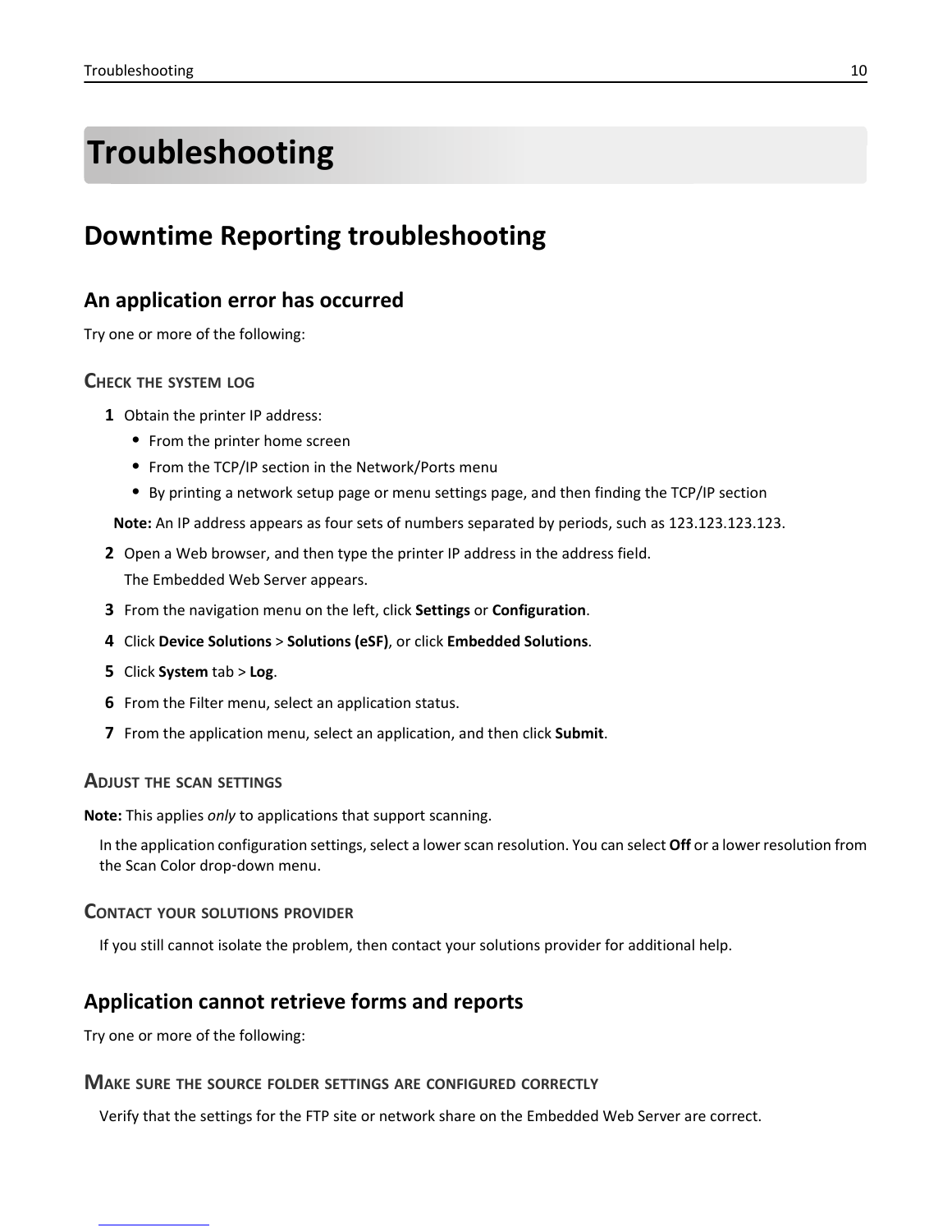# Troubleshooting

## Downtime Reporting troubleshooting

### An application error has occurred

Try one or more of the following:

#### Check the system log

1. Obtain the printer IP address:
   - From the printer home screen
   - From the TCP/IP section in the Network/Ports menu
   - By printing a network setup page or menu settings page, and then finding the TCP/IP section

   **Note:** An IP address appears as four sets of numbers separated by periods, such as 123.123.123.123.

2. Open a Web browser, and then type the printer IP address in the address field.

   The Embedded Web Server appears.

3. From the navigation menu on the left, click **Settings** or **Configuration**.
4. Click **Device Solutions** > **Solutions (eSF)**, or click **Embedded Solutions**.
5. Click **System** tab > **Log**.
6. From the Filter menu, select an application status.
7. From the application menu, select an application, and then click **Submit**.

#### Adjust the scan settings

**Note:** This applies *only* to applications that support scanning.

In the application configuration settings, select a lower scan resolution. You can select **Off** or a lower resolution from the Scan Color drop-down menu.

#### Contact your solutions provider

If you still cannot isolate the problem, then contact your solutions provider for additional help.

### Application cannot retrieve forms and reports

Try one or more of the following:

#### Make sure the source folder settings are configured correctly

Verify that the settings for the FTP site or network share on the Embedded Web Server are correct.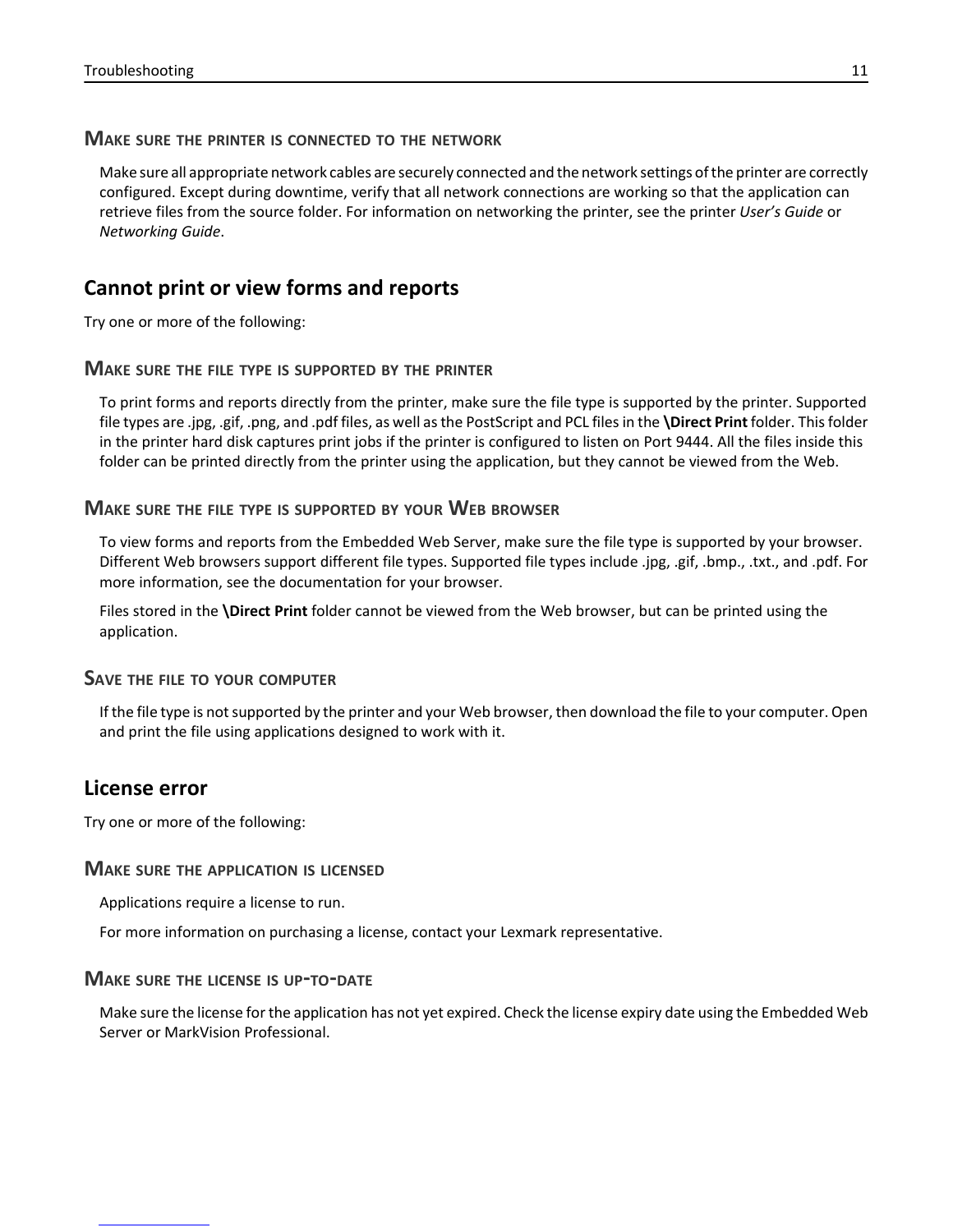#### Make sure the printer is connected to the network

Make sure all appropriate network cables are securely connected and the network settings of the printer are correctly configured. Except during downtime, verify that all network connections are working so that the application can retrieve files from the source folder. For information on networking the printer, see the printer *User's Guide* or *Networking Guide*.

## Cannot print or view forms and reports

Try one or more of the following:

#### Make sure the file type is supported by the printer

To print forms and reports directly from the printer, make sure the file type is supported by the printer. Supported file types are .jpg, .gif, .png, and .pdf files, as well as the PostScript and PCL files in the **\Direct Print** folder. This folder in the printer hard disk captures print jobs if the printer is configured to listen on Port 9444. All the files inside this folder can be printed directly from the printer using the application, but they cannot be viewed from the Web.

#### Make sure the file type is supported by your Web browser

To view forms and reports from the Embedded Web Server, make sure the file type is supported by your browser. Different Web browsers support different file types. Supported file types include .jpg, .gif, .bmp., .txt., and .pdf. For more information, see the documentation for your browser.

Files stored in the **\Direct Print** folder cannot be viewed from the Web browser, but can be printed using the application.

#### Save the file to your computer

If the file type is not supported by the printer and your Web browser, then download the file to your computer. Open and print the file using applications designed to work with it.

## License error

Try one or more of the following:

#### Make sure the application is licensed

Applications require a license to run.

For more information on purchasing a license, contact your Lexmark representative.

#### Make sure the license is up-to-date

Make sure the license for the application has not yet expired. Check the license expiry date using the Embedded Web Server or MarkVision Professional.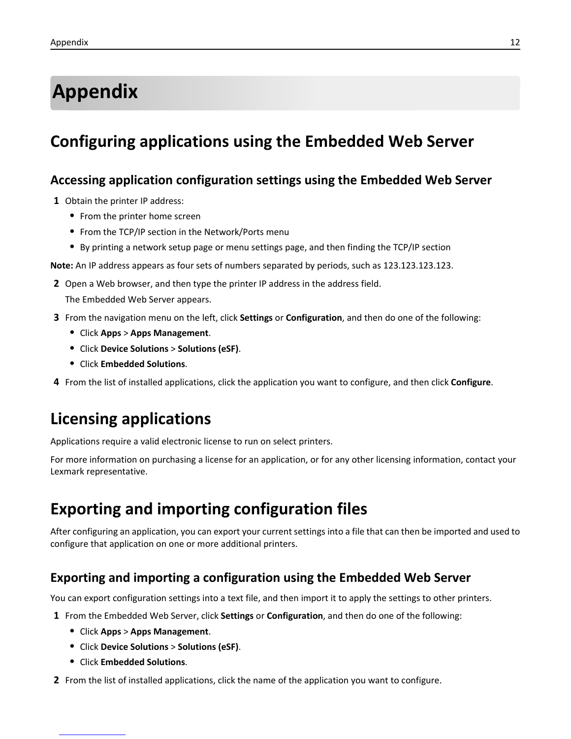# Appendix

## Configuring applications using the Embedded Web Server

### Accessing application configuration settings using the Embedded Web Server

1. Obtain the printer IP address:
   - From the printer home screen
   - From the TCP/IP section in the Network/Ports menu
   - By printing a network setup page or menu settings page, and then finding the TCP/IP section

**Note:** An IP address appears as four sets of numbers separated by periods, such as 123.123.123.123.

2. Open a Web browser, and then type the printer IP address in the address field.

   The Embedded Web Server appears.

3. From the navigation menu on the left, click **Settings** or **Configuration**, and then do one of the following:
   - Click **Apps** > **Apps Management**.
   - Click **Device Solutions** > **Solutions (eSF)**.
   - Click **Embedded Solutions**.
4. From the list of installed applications, click the application you want to configure, and then click **Configure**.

## Licensing applications

Applications require a valid electronic license to run on select printers.

For more information on purchasing a license for an application, or for any other licensing information, contact your Lexmark representative.

## Exporting and importing configuration files

After configuring an application, you can export your current settings into a file that can then be imported and used to configure that application on one or more additional printers.

### Exporting and importing a configuration using the Embedded Web Server

You can export configuration settings into a text file, and then import it to apply the settings to other printers.

1. From the Embedded Web Server, click **Settings** or **Configuration**, and then do one of the following:
   - Click **Apps** > **Apps Management**.
   - Click **Device Solutions** > **Solutions (eSF)**.
   - Click **Embedded Solutions**.
2. From the list of installed applications, click the name of the application you want to configure.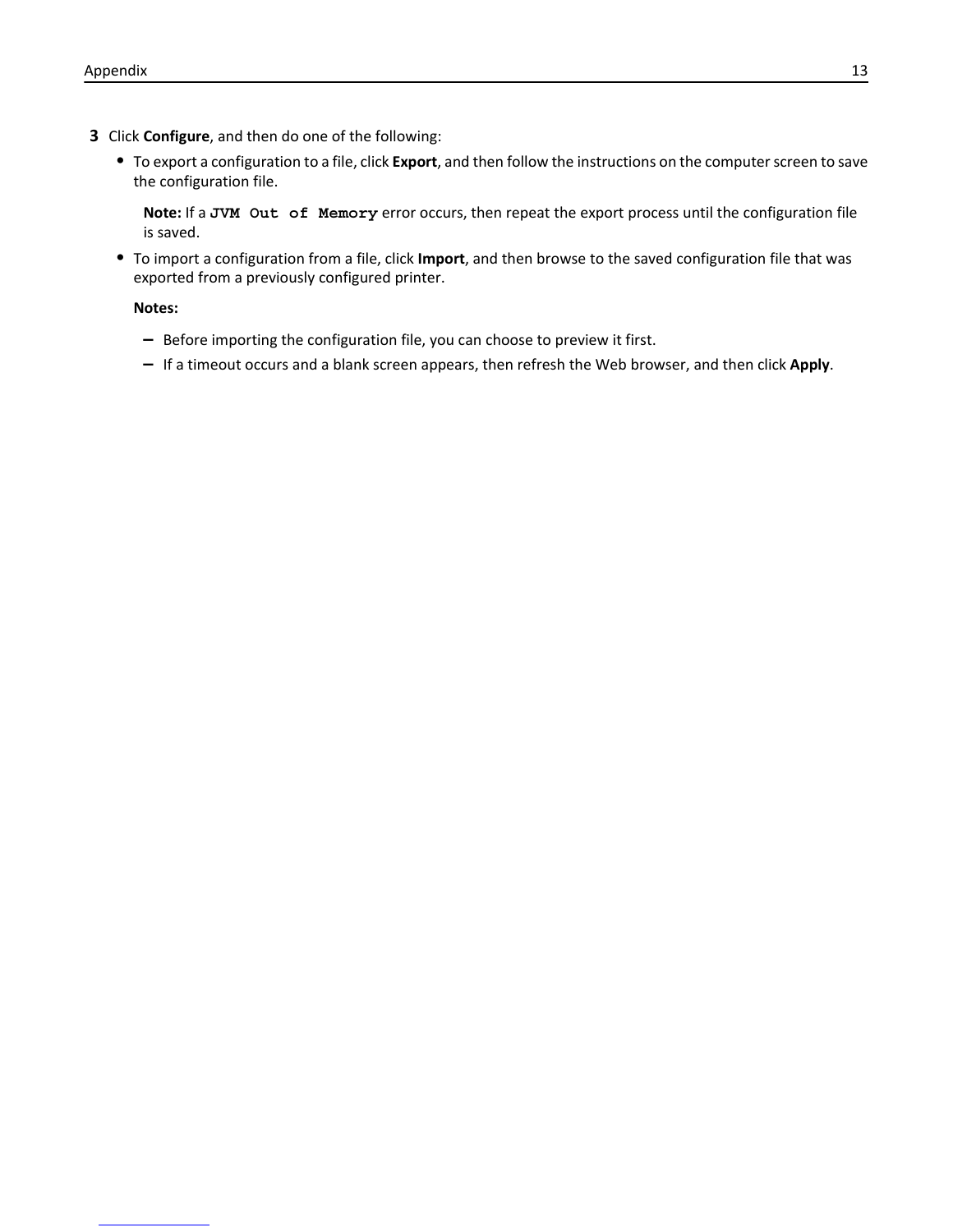3. Click **Configure**, and then do one of the following:

   - To export a configuration to a file, click **Export**, and then follow the instructions on the computer screen to save the configuration file.

     **Note:** If a `JVM Out of Memory` error occurs, then repeat the export process until the configuration file is saved.

   - To import a configuration from a file, click **Import**, and then browse to the saved configuration file that was exported from a previously configured printer.

     **Notes:**

     - Before importing the configuration file, you can choose to preview it first.
     - If a timeout occurs and a blank screen appears, then refresh the Web browser, and then click **Apply**.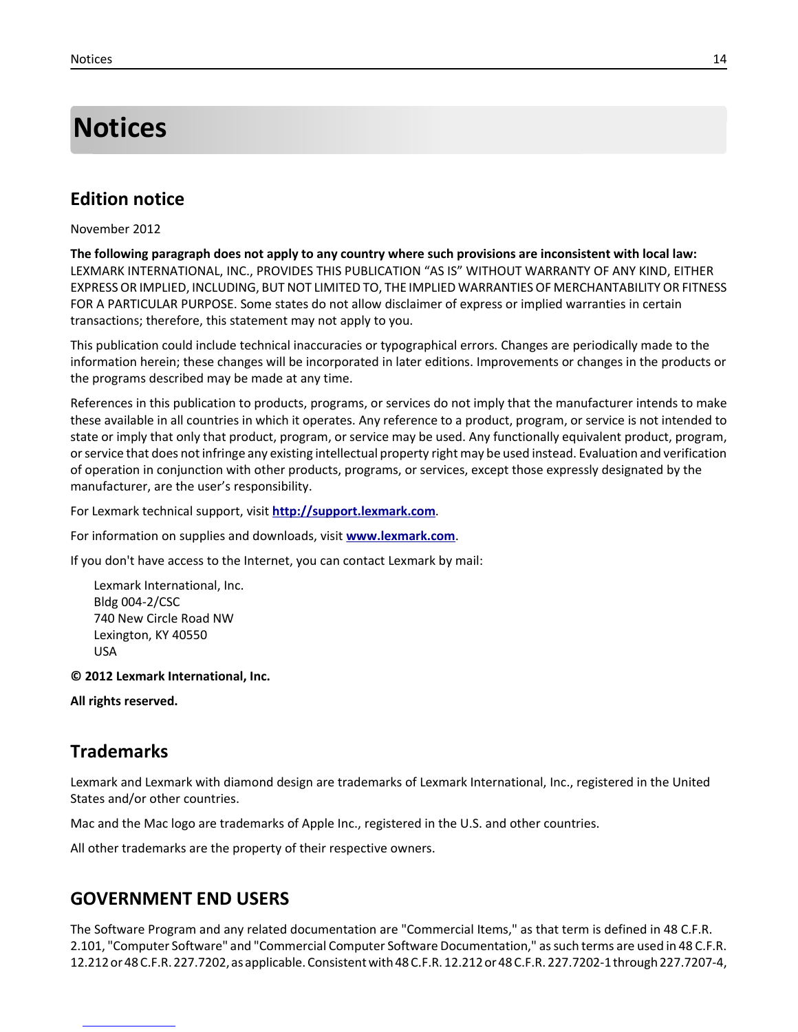# Notices

## Edition notice

November 2012

**The following paragraph does not apply to any country where such provisions are inconsistent with local law:** LEXMARK INTERNATIONAL, INC., PROVIDES THIS PUBLICATION “AS IS” WITHOUT WARRANTY OF ANY KIND, EITHER EXPRESS OR IMPLIED, INCLUDING, BUT NOT LIMITED TO, THE IMPLIED WARRANTIES OF MERCHANTABILITY OR FITNESS FOR A PARTICULAR PURPOSE. Some states do not allow disclaimer of express or implied warranties in certain transactions; therefore, this statement may not apply to you.

This publication could include technical inaccuracies or typographical errors. Changes are periodically made to the information herein; these changes will be incorporated in later editions. Improvements or changes in the products or the programs described may be made at any time.

References in this publication to products, programs, or services do not imply that the manufacturer intends to make these available in all countries in which it operates. Any reference to a product, program, or service is not intended to state or imply that only that product, program, or service may be used. Any functionally equivalent product, program, or service that does not infringe any existing intellectual property right may be used instead. Evaluation and verification of operation in conjunction with other products, programs, or services, except those expressly designated by the manufacturer, are the user’s responsibility.

For Lexmark technical support, visit **http://support.lexmark.com**.

For information on supplies and downloads, visit **www.lexmark.com**.

If you don't have access to the Internet, you can contact Lexmark by mail:

Lexmark International, Inc.
Bldg 004-2/CSC
740 New Circle Road NW
Lexington, KY 40550
USA

**© 2012 Lexmark International, Inc.**

**All rights reserved.**

## Trademarks

Lexmark and Lexmark with diamond design are trademarks of Lexmark International, Inc., registered in the United States and/or other countries.

Mac and the Mac logo are trademarks of Apple Inc., registered in the U.S. and other countries.

All other trademarks are the property of their respective owners.

## GOVERNMENT END USERS

The Software Program and any related documentation are "Commercial Items," as that term is defined in 48 C.F.R. 2.101, "Computer Software" and "Commercial Computer Software Documentation," as such terms are used in 48 C.F.R. 12.212 or 48 C.F.R. 227.7202, as applicable. Consistent with 48 C.F.R. 12.212 or 48 C.F.R. 227.7202-1 through 227.7207-4,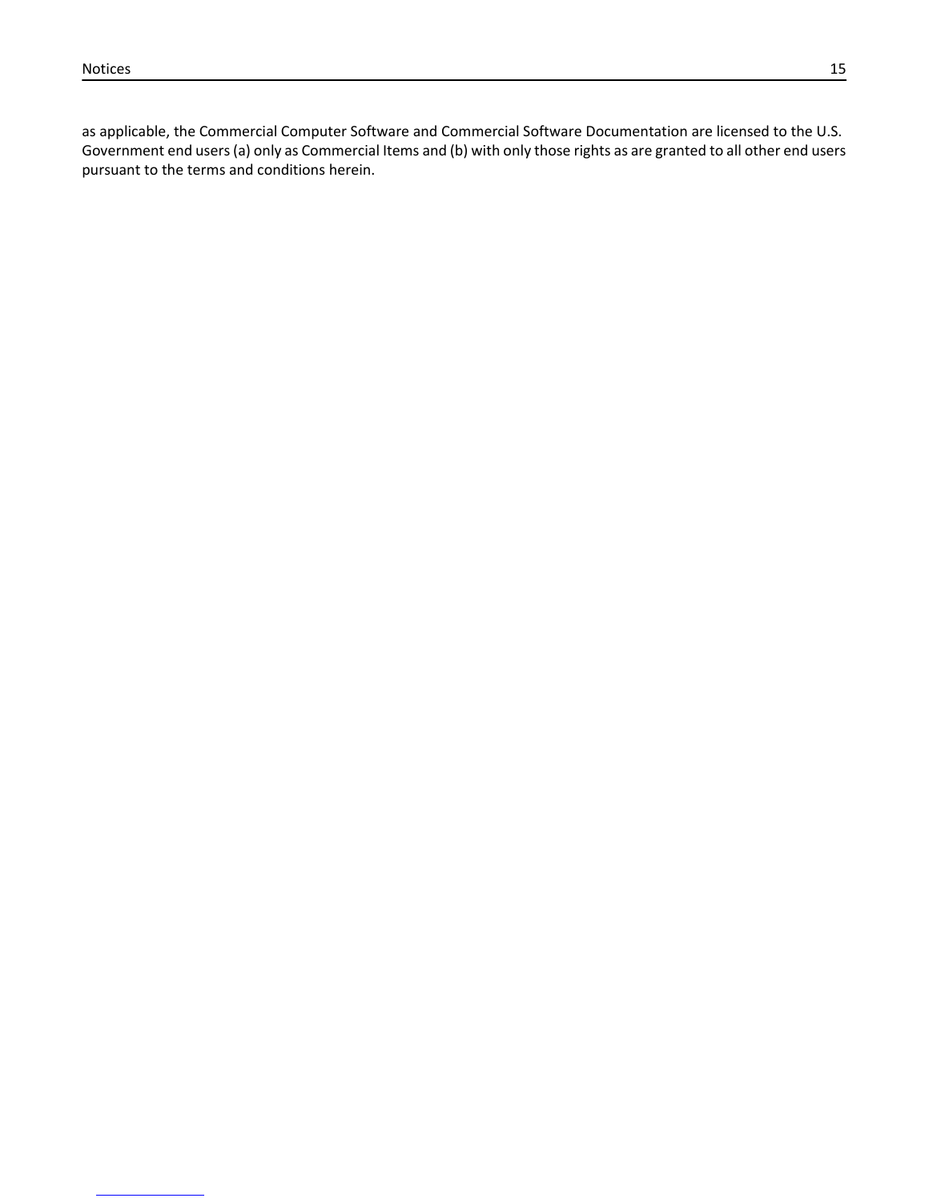as applicable, the Commercial Computer Software and Commercial Software Documentation are licensed to the U.S. Government end users (a) only as Commercial Items and (b) with only those rights as are granted to all other end users pursuant to the terms and conditions herein.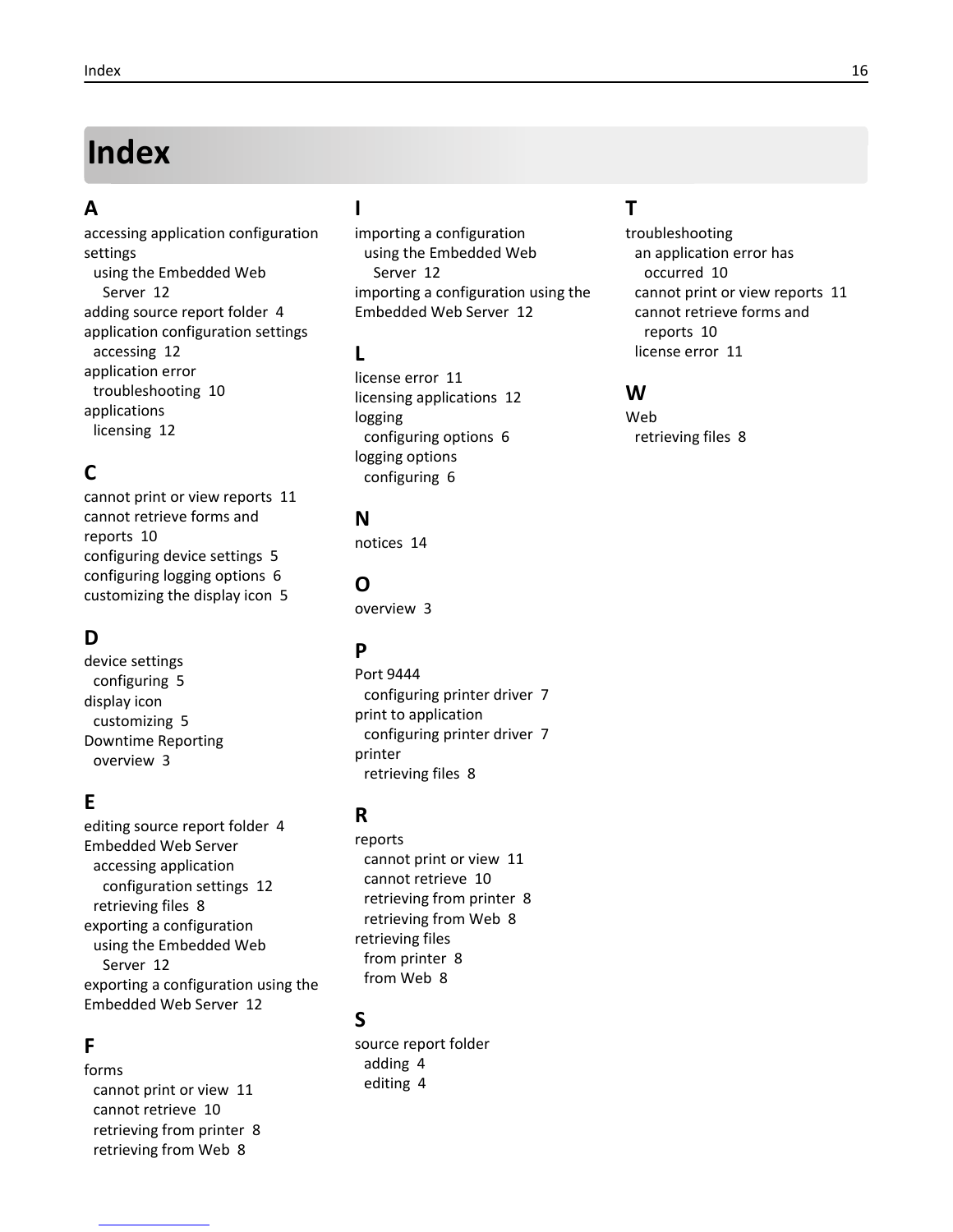# Index

## A

accessing application configuration settings
  using the Embedded Web Server 12
adding source report folder 4
application configuration settings
  accessing 12
application error
  troubleshooting 10
applications
  licensing 12

## C

cannot print or view reports 11
cannot retrieve forms and reports 10
configuring device settings 5
configuring logging options 6
customizing the display icon 5

## D

device settings
  configuring 5
display icon
  customizing 5
Downtime Reporting
  overview 3

## E

editing source report folder 4
Embedded Web Server
  accessing application configuration settings 12
  retrieving files 8
exporting a configuration
  using the Embedded Web Server 12
exporting a configuration using the Embedded Web Server 12

## F

forms
  cannot print or view 11
  cannot retrieve 10
  retrieving from printer 8
  retrieving from Web 8

## I

importing a configuration
  using the Embedded Web Server 12
importing a configuration using the Embedded Web Server 12

## L

license error 11
licensing applications 12
logging
  configuring options 6
logging options
  configuring 6

## N

notices 14

## O

overview 3

## P

Port 9444
  configuring printer driver 7
print to application
  configuring printer driver 7
printer
  retrieving files 8

## R

reports
  cannot print or view 11
  cannot retrieve 10
  retrieving from printer 8
  retrieving from Web 8
retrieving files
  from printer 8
  from Web 8

## S

source report folder
  adding 4
  editing 4

## T

troubleshooting
  an application error has occurred 10
  cannot print or view reports 11
  cannot retrieve forms and reports 10
  license error 11

## W

Web
  retrieving files 8